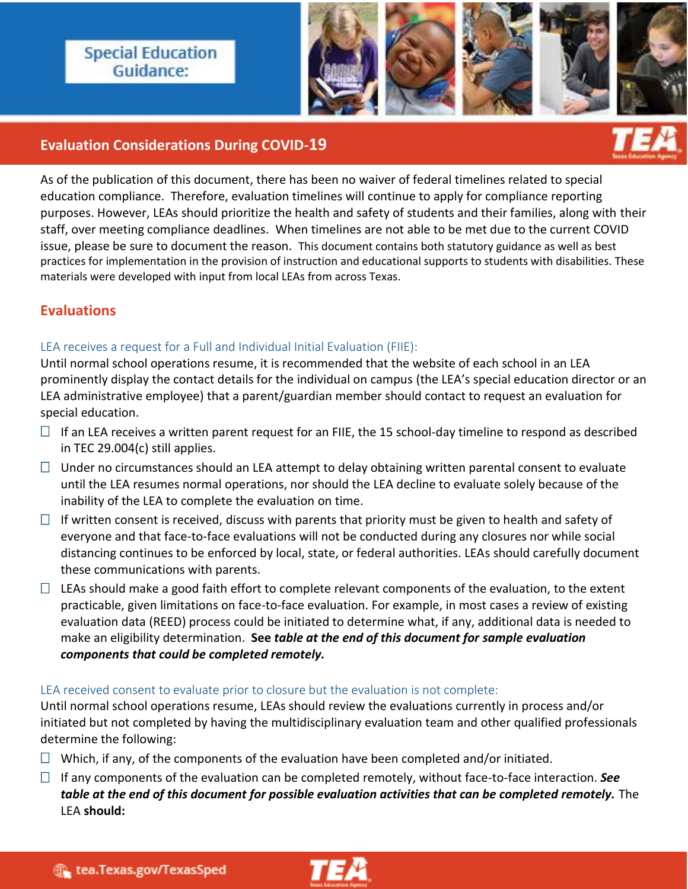Special Education Guidance:

# Evaluation Considerations During COVID-19

As of the publication of this document, there has been no waiver of federal timelines related to special education compliance. Therefore, evaluation timelines will continue to apply for compliance reporting purposes. However, LEAs should prioritize the health and safety of students and their families, along with their staff, over meeting compliance deadlines. When timelines are not able to be met due to the current COVID issue, please be sure to document the reason. This document contains both statutory guidance as well as best practices for implementation in the provision of instruction and educational supports to students with disabilities. These materials were developed with input from local LEAs from across Texas.

## Evaluations

### LEA receives a request for a Full and Individual Initial Evaluation (FIIE):

Until normal school operations resume, it is recommended that the website of each school in an LEA prominently display the contact details for the individual on campus (the LEA's special education director or an LEA administrative employee) that a parent/guardian member should contact to request an evaluation for special education.

- ☐ If an LEA receives a written parent request for an FIIE, the 15 school-day timeline to respond as described in TEC 29.004(c) still applies.
- ☐ Under no circumstances should an LEA attempt to delay obtaining written parental consent to evaluate until the LEA resumes normal operations, nor should the LEA decline to evaluate solely because of the inability of the LEA to complete the evaluation on time.
- ☐ If written consent is received, discuss with parents that priority must be given to health and safety of everyone and that face-to-face evaluations will not be conducted during any closures nor while social distancing continues to be enforced by local, state, or federal authorities. LEAs should carefully document these communications with parents.
- ☐ LEAs should make a good faith effort to complete relevant components of the evaluation, to the extent practicable, given limitations on face-to-face evaluation. For example, in most cases a review of existing evaluation data (REED) process could be initiated to determine what, if any, additional data is needed to make an eligibility determination. **See *table at the end of this document for sample evaluation components that could be completed remotely.***

### LEA received consent to evaluate prior to closure but the evaluation is not complete:

Until normal school operations resume, LEAs should review the evaluations currently in process and/or initiated but not completed by having the multidisciplinary evaluation team and other qualified professionals determine the following:

- ☐ Which, if any, of the components of the evaluation have been completed and/or initiated.
- ☐ If any components of the evaluation can be completed remotely, without face-to-face interaction. ***See table at the end of this document for possible evaluation activities that can be completed remotely.*** The LEA **should:**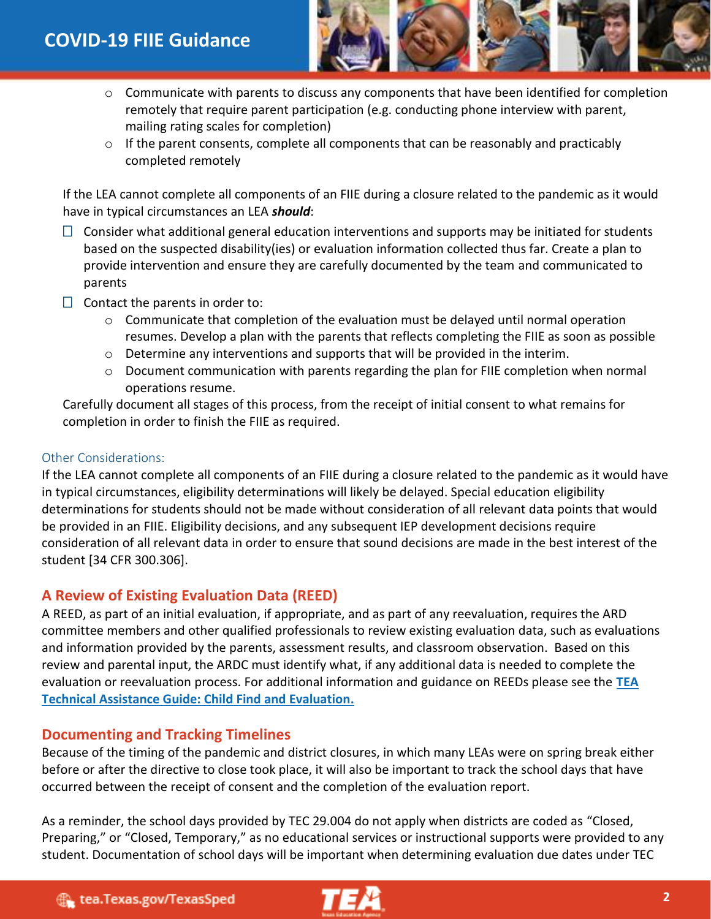- Communicate with parents to discuss any components that have been identified for completion remotely that require parent participation (e.g. conducting phone interview with parent, mailing rating scales for completion)
- If the parent consents, complete all components that can be reasonably and practicably completed remotely

If the LEA cannot complete all components of an FIIE during a closure related to the pandemic as it would have in typical circumstances an LEA ***should***:

- ☐ Consider what additional general education interventions and supports may be initiated for students based on the suspected disability(ies) or evaluation information collected thus far. Create a plan to provide intervention and ensure they are carefully documented by the team and communicated to parents
- ☐ Contact the parents in order to:
  - Communicate that completion of the evaluation must be delayed until normal operation resumes. Develop a plan with the parents that reflects completing the FIIE as soon as possible
  - Determine any interventions and supports that will be provided in the interim.
  - Document communication with parents regarding the plan for FIIE completion when normal operations resume.

Carefully document all stages of this process, from the receipt of initial consent to what remains for completion in order to finish the FIIE as required.

### Other Considerations:

If the LEA cannot complete all components of an FIIE during a closure related to the pandemic as it would have in typical circumstances, eligibility determinations will likely be delayed. Special education eligibility determinations for students should not be made without consideration of all relevant data points that would be provided in an FIIE. Eligibility decisions, and any subsequent IEP development decisions require consideration of all relevant data in order to ensure that sound decisions are made in the best interest of the student [34 CFR 300.306].

## A Review of Existing Evaluation Data (REED)

A REED, as part of an initial evaluation, if appropriate, and as part of any reevaluation, requires the ARD committee members and other qualified professionals to review existing evaluation data, such as evaluations and information provided by the parents, assessment results, and classroom observation. Based on this review and parental input, the ARDC must identify what, if any additional data is needed to complete the evaluation or reevaluation process. For additional information and guidance on REEDs please see the **TEA Technical Assistance Guide: Child Find and Evaluation.**

## Documenting and Tracking Timelines

Because of the timing of the pandemic and district closures, in which many LEAs were on spring break either before or after the directive to close took place, it will also be important to track the school days that have occurred between the receipt of consent and the completion of the evaluation report.

As a reminder, the school days provided by TEC 29.004 do not apply when districts are coded as "Closed, Preparing," or "Closed, Temporary," as no educational services or instructional supports were provided to any student. Documentation of school days will be important when determining evaluation due dates under TEC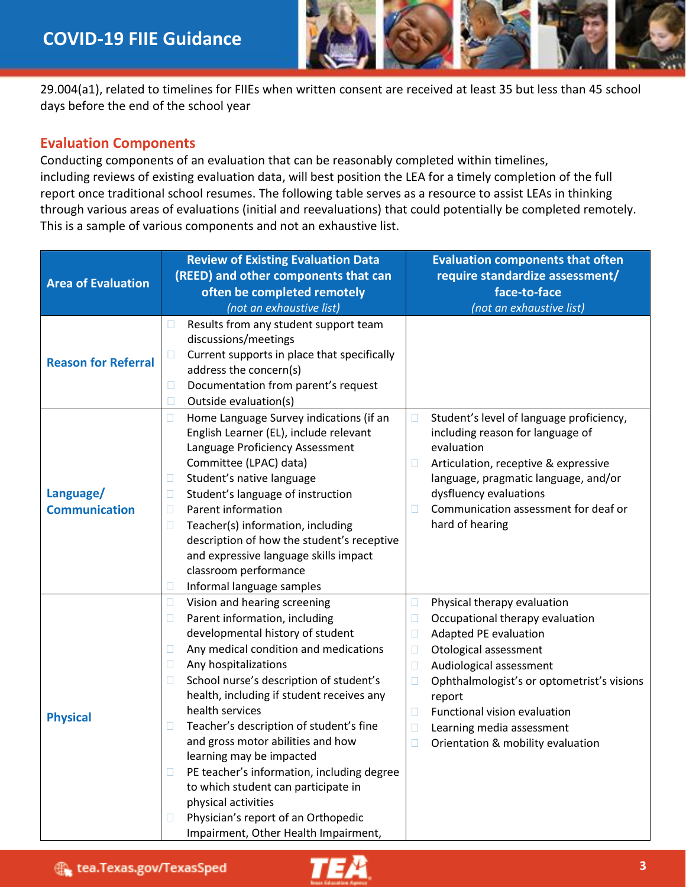29.004(a1), related to timelines for FIIEs when written consent are received at least 35 but less than 45 school days before the end of the school year

## Evaluation Components

Conducting components of an evaluation that can be reasonably completed within timelines, including reviews of existing evaluation data, will best position the LEA for a timely completion of the full report once traditional school resumes. The following table serves as a resource to assist LEAs in thinking through various areas of evaluations (initial and reevaluations) that could potentially be completed remotely. This is a sample of various components and not an exhaustive list.

| Area of Evaluation | Review of Existing Evaluation Data (REED) and other components that can often be completed remotely *(not an exhaustive list)* | Evaluation components that often require standardize assessment/ face-to-face *(not an exhaustive list)* |
|---|---|---|
| **Reason for Referral** | ☐ Results from any student support team discussions/meetings<br>☐ Current supports in place that specifically address the concern(s)<br>☐ Documentation from parent's request<br>☐ Outside evaluation(s) | |
| **Language/ Communication** | ☐ Home Language Survey indications (if an English Learner (EL), include relevant Language Proficiency Assessment Committee (LPAC) data)<br>☐ Student's native language<br>☐ Student's language of instruction<br>☐ Parent information<br>☐ Teacher(s) information, including description of how the student's receptive and expressive language skills impact classroom performance<br>☐ Informal language samples | ☐ Student's level of language proficiency, including reason for language of evaluation<br>☐ Articulation, receptive & expressive language, pragmatic language, and/or dysfluency evaluations<br>☐ Communication assessment for deaf or hard of hearing |
| **Physical** | ☐ Vision and hearing screening<br>☐ Parent information, including developmental history of student<br>☐ Any medical condition and medications<br>☐ Any hospitalizations<br>☐ School nurse's description of student's health, including if student receives any health services<br>☐ Teacher's description of student's fine and gross motor abilities and how learning may be impacted<br>☐ PE teacher's information, including degree to which student can participate in physical activities<br>☐ Physician's report of an Orthopedic Impairment, Other Health Impairment, | ☐ Physical therapy evaluation<br>☐ Occupational therapy evaluation<br>☐ Adapted PE evaluation<br>☐ Otological assessment<br>☐ Audiological assessment<br>☐ Ophthalmologist's or optometrist's visions report<br>☐ Functional vision evaluation<br>☐ Learning media assessment<br>☐ Orientation & mobility evaluation |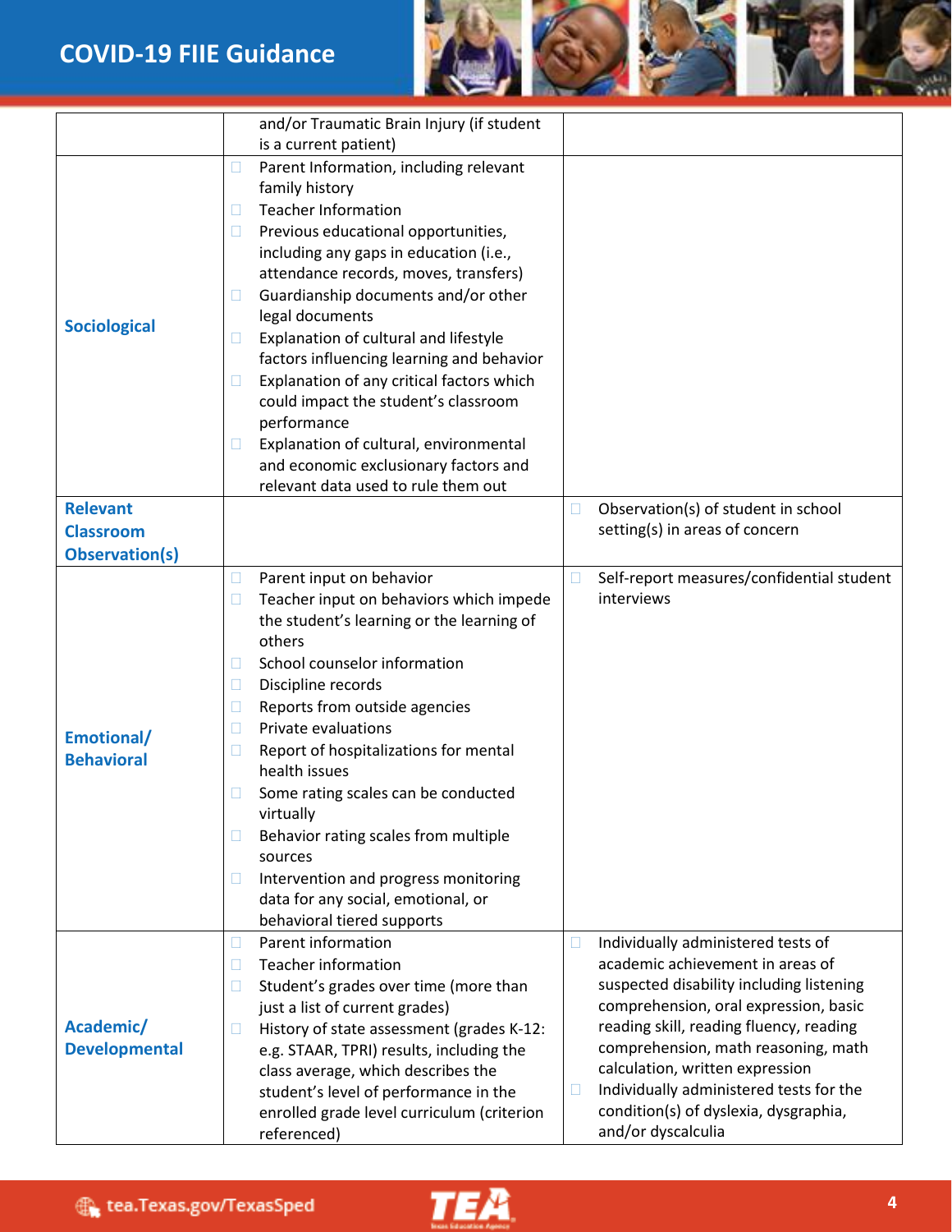| | | |
|---|---|---|
| | and/or Traumatic Brain Injury (if student is a current patient) | |
| **Sociological** | ☐ Parent Information, including relevant family history<br>☐ Teacher Information<br>☐ Previous educational opportunities, including any gaps in education (i.e., attendance records, moves, transfers)<br>☐ Guardianship documents and/or other legal documents<br>☐ Explanation of cultural and lifestyle factors influencing learning and behavior<br>☐ Explanation of any critical factors which could impact the student's classroom performance<br>☐ Explanation of cultural, environmental and economic exclusionary factors and relevant data used to rule them out | |
| **Relevant Classroom Observation(s)** | | ☐ Observation(s) of student in school setting(s) in areas of concern |
| **Emotional/ Behavioral** | ☐ Parent input on behavior<br>☐ Teacher input on behaviors which impede the student's learning or the learning of others<br>☐ School counselor information<br>☐ Discipline records<br>☐ Reports from outside agencies<br>☐ Private evaluations<br>☐ Report of hospitalizations for mental health issues<br>☐ Some rating scales can be conducted virtually<br>☐ Behavior rating scales from multiple sources<br>☐ Intervention and progress monitoring data for any social, emotional, or behavioral tiered supports | ☐ Self-report measures/confidential student interviews |
| **Academic/ Developmental** | ☐ Parent information<br>☐ Teacher information<br>☐ Student's grades over time (more than just a list of current grades)<br>☐ History of state assessment (grades K-12: e.g. STAAR, TPRI) results, including the class average, which describes the student's level of performance in the enrolled grade level curriculum (criterion referenced) | ☐ Individually administered tests of academic achievement in areas of suspected disability including listening comprehension, oral expression, basic reading skill, reading fluency, reading comprehension, math reasoning, math calculation, written expression<br>☐ Individually administered tests for the condition(s) of dyslexia, dysgraphia, and/or dyscalculia |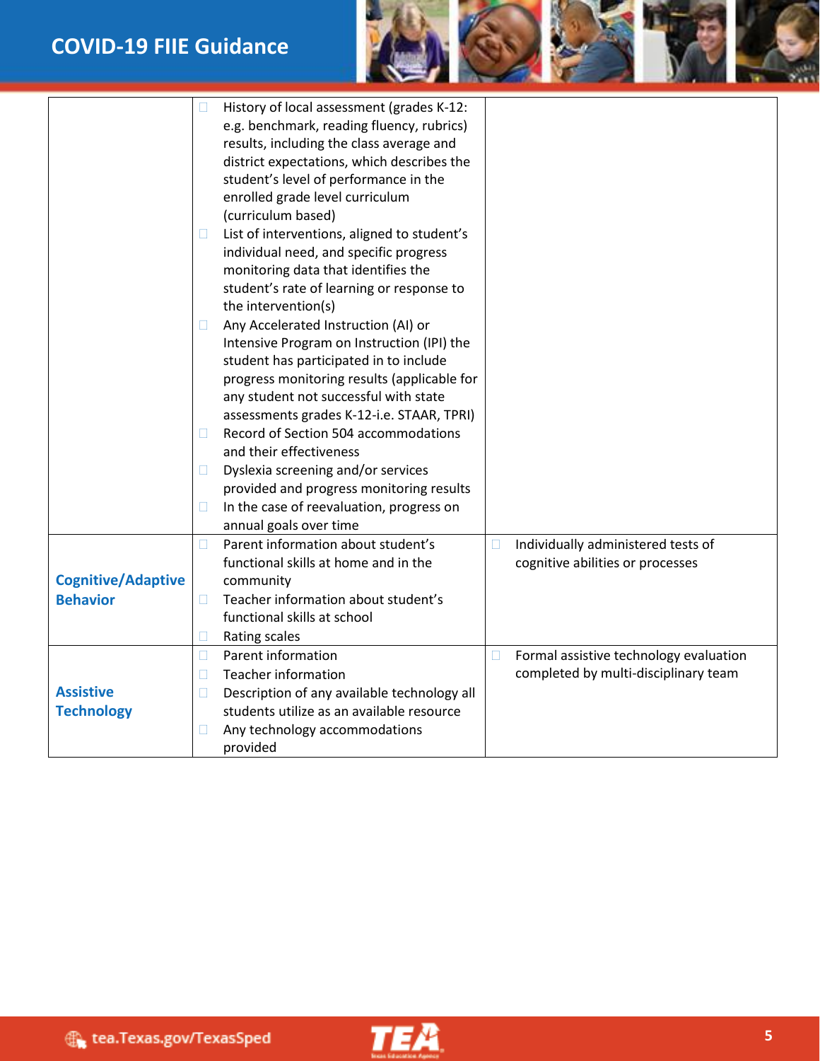| | | |
|---|---|---|
| | ☐ History of local assessment (grades K-12: e.g. benchmark, reading fluency, rubrics) results, including the class average and district expectations, which describes the student's level of performance in the enrolled grade level curriculum (curriculum based)<br>☐ List of interventions, aligned to student's individual need, and specific progress monitoring data that identifies the student's rate of learning or response to the intervention(s)<br>☐ Any Accelerated Instruction (AI) or Intensive Program on Instruction (IPI) the student has participated in to include progress monitoring results (applicable for any student not successful with state assessments grades K-12-i.e. STAAR, TPRI)<br>☐ Record of Section 504 accommodations and their effectiveness<br>☐ Dyslexia screening and/or services provided and progress monitoring results<br>☐ In the case of reevaluation, progress on annual goals over time | |
| **Cognitive/Adaptive Behavior** | ☐ Parent information about student's functional skills at home and in the community<br>☐ Teacher information about student's functional skills at school<br>☐ Rating scales | ☐ Individually administered tests of cognitive abilities or processes |
| **Assistive Technology** | ☐ Parent information<br>☐ Teacher information<br>☐ Description of any available technology all students utilize as an available resource<br>☐ Any technology accommodations provided | ☐ Formal assistive technology evaluation completed by multi-disciplinary team |